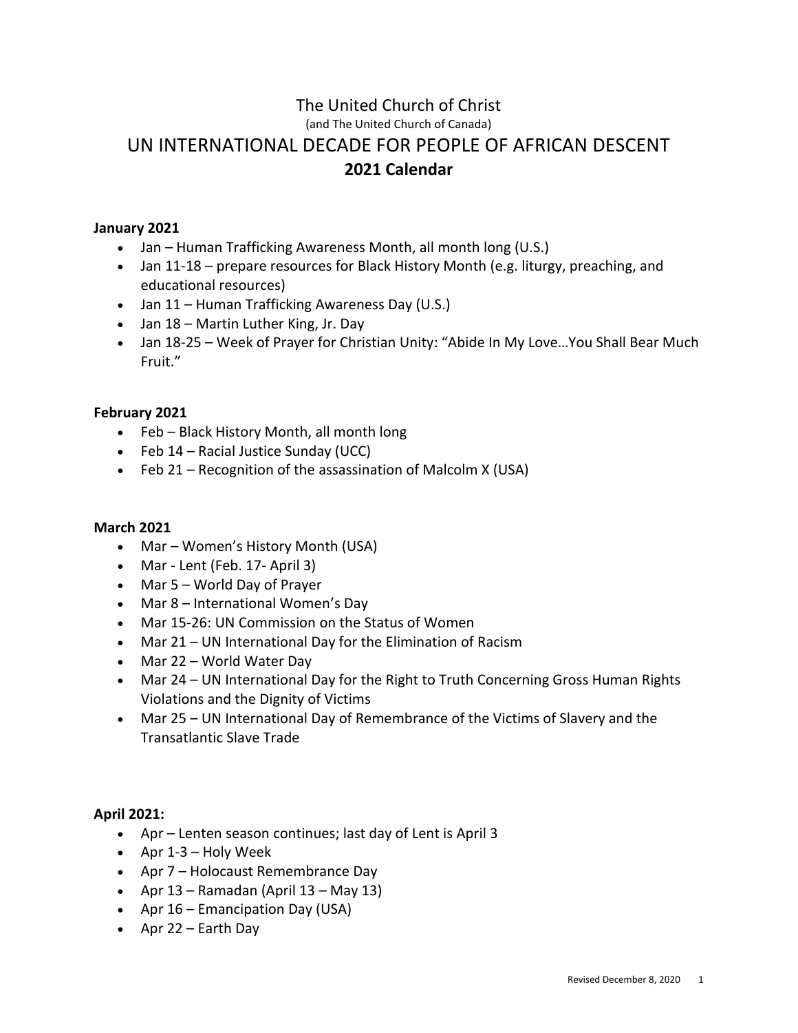# The United Church of Christ

(and The United Church of Canada)

# UN INTERNATIONAL DECADE FOR PEOPLE OF AFRICAN DESCENT

## 2021 Calendar

**January 2021**

- Jan – Human Trafficking Awareness Month, all month long (U.S.)
- Jan 11-18 – prepare resources for Black History Month (e.g. liturgy, preaching, and educational resources)
- Jan 11 – Human Trafficking Awareness Day (U.S.)
- Jan 18 – Martin Luther King, Jr. Day
- Jan 18-25 – Week of Prayer for Christian Unity: "Abide In My Love…You Shall Bear Much Fruit."

**February 2021**

- Feb – Black History Month, all month long
- Feb 14 – Racial Justice Sunday (UCC)
- Feb 21 – Recognition of the assassination of Malcolm X (USA)

**March 2021**

- Mar – Women's History Month (USA)
- Mar - Lent (Feb. 17- April 3)
- Mar 5 – World Day of Prayer
- Mar 8 – International Women's Day
- Mar 15-26: UN Commission on the Status of Women
- Mar 21 – UN International Day for the Elimination of Racism
- Mar 22 – World Water Day
- Mar 24 – UN International Day for the Right to Truth Concerning Gross Human Rights Violations and the Dignity of Victims
- Mar 25 – UN International Day of Remembrance of the Victims of Slavery and the Transatlantic Slave Trade

**April 2021:**

- Apr – Lenten season continues; last day of Lent is April 3
- Apr 1-3 – Holy Week
- Apr 7 – Holocaust Remembrance Day
- Apr 13 – Ramadan (April 13 – May 13)
- Apr 16 – Emancipation Day (USA)
- Apr 22 – Earth Day

Revised December 8, 2020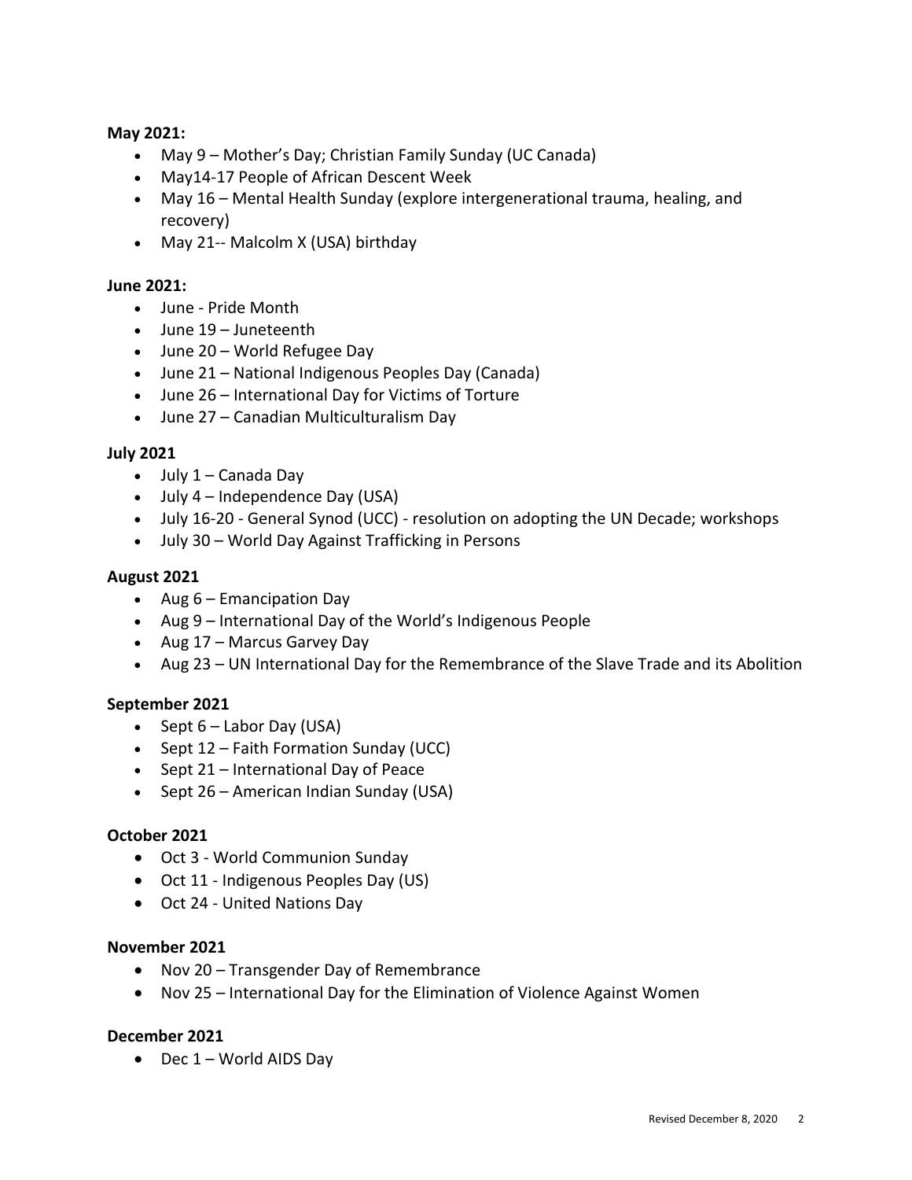**May 2021:**

- May 9 – Mother's Day; Christian Family Sunday (UC Canada)
- May14-17 People of African Descent Week
- May 16 – Mental Health Sunday (explore intergenerational trauma, healing, and recovery)
- May 21-- Malcolm X (USA) birthday

**June 2021:**

- June - Pride Month
- June 19 – Juneteenth
- June 20 – World Refugee Day
- June 21 – National Indigenous Peoples Day (Canada)
- June 26 – International Day for Victims of Torture
- June 27 – Canadian Multiculturalism Day

**July 2021**

- July 1 – Canada Day
- July 4 – Independence Day (USA)
- July 16-20 - General Synod (UCC) - resolution on adopting the UN Decade; workshops
- July 30 – World Day Against Trafficking in Persons

**August 2021**

- Aug 6 – Emancipation Day
- Aug 9 – International Day of the World's Indigenous People
- Aug 17 – Marcus Garvey Day
- Aug 23 – UN International Day for the Remembrance of the Slave Trade and its Abolition

**September 2021**

- Sept 6 – Labor Day (USA)
- Sept 12 – Faith Formation Sunday (UCC)
- Sept 21 – International Day of Peace
- Sept 26 – American Indian Sunday (USA)

**October 2021**

- Oct 3 - World Communion Sunday
- Oct 11 - Indigenous Peoples Day (US)
- Oct 24 - United Nations Day

**November 2021**

- Nov 20 – Transgender Day of Remembrance
- Nov 25 – International Day for the Elimination of Violence Against Women

**December 2021**

- Dec 1 – World AIDS Day

Revised December 8, 2020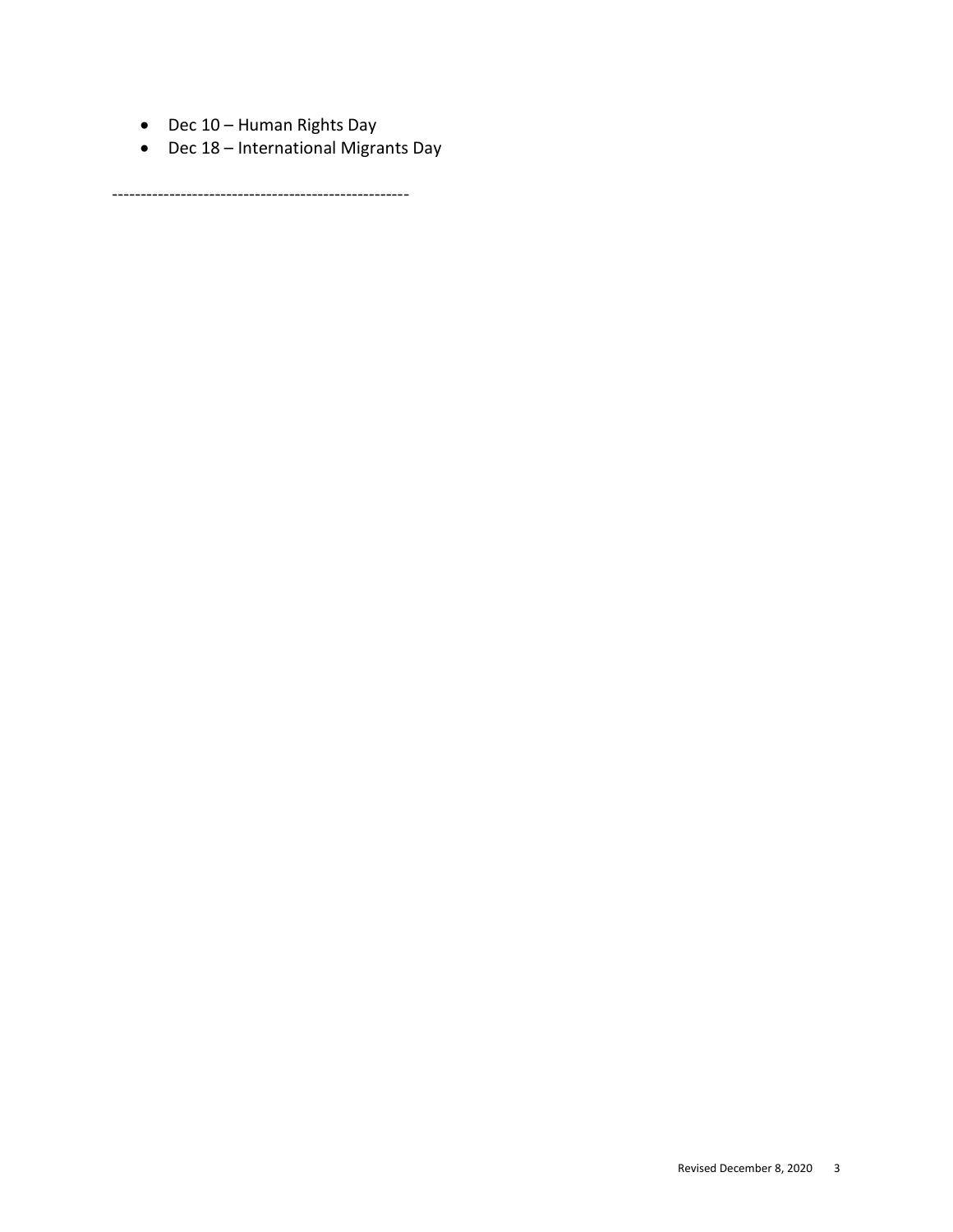- Dec 10 – Human Rights Day
- Dec 18 – International Migrants Day

----------------------------------------------------